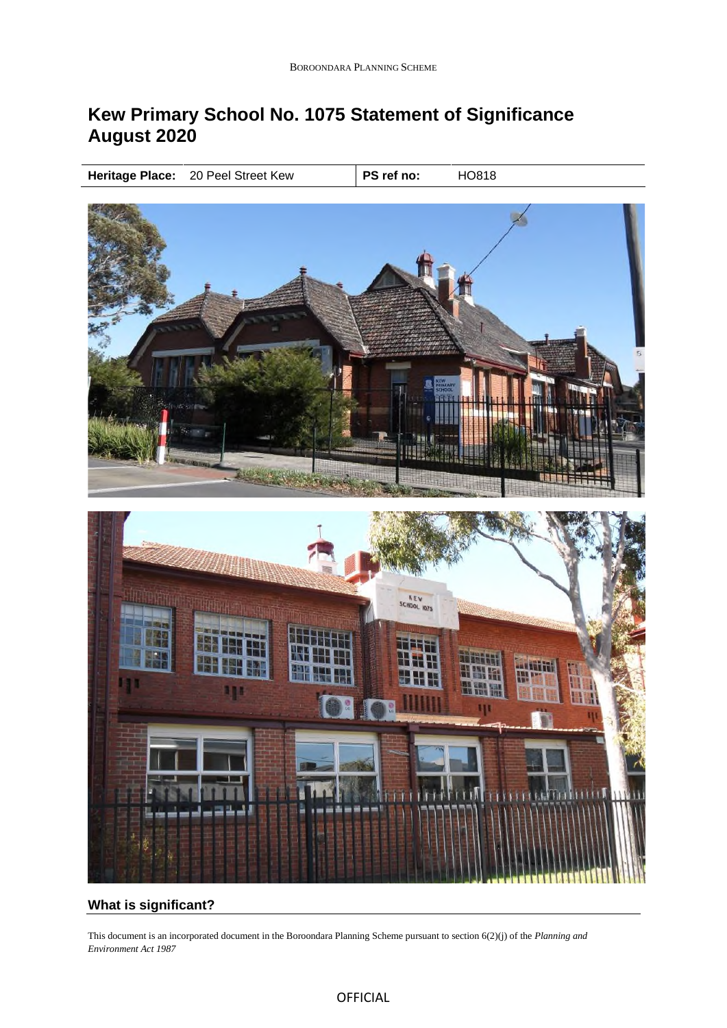# Kew Primary School No. 1075 Statement of Significance August 2020

| Heritage Place: | 20 Peel Street Kew | PS ref no: | HO818 |
|---|---|---|---|

## What is significant?

*This document is an incorporated document in the Boroondara Planning Scheme pursuant to section 6(2)(j) of the Planning and Environment Act 1987*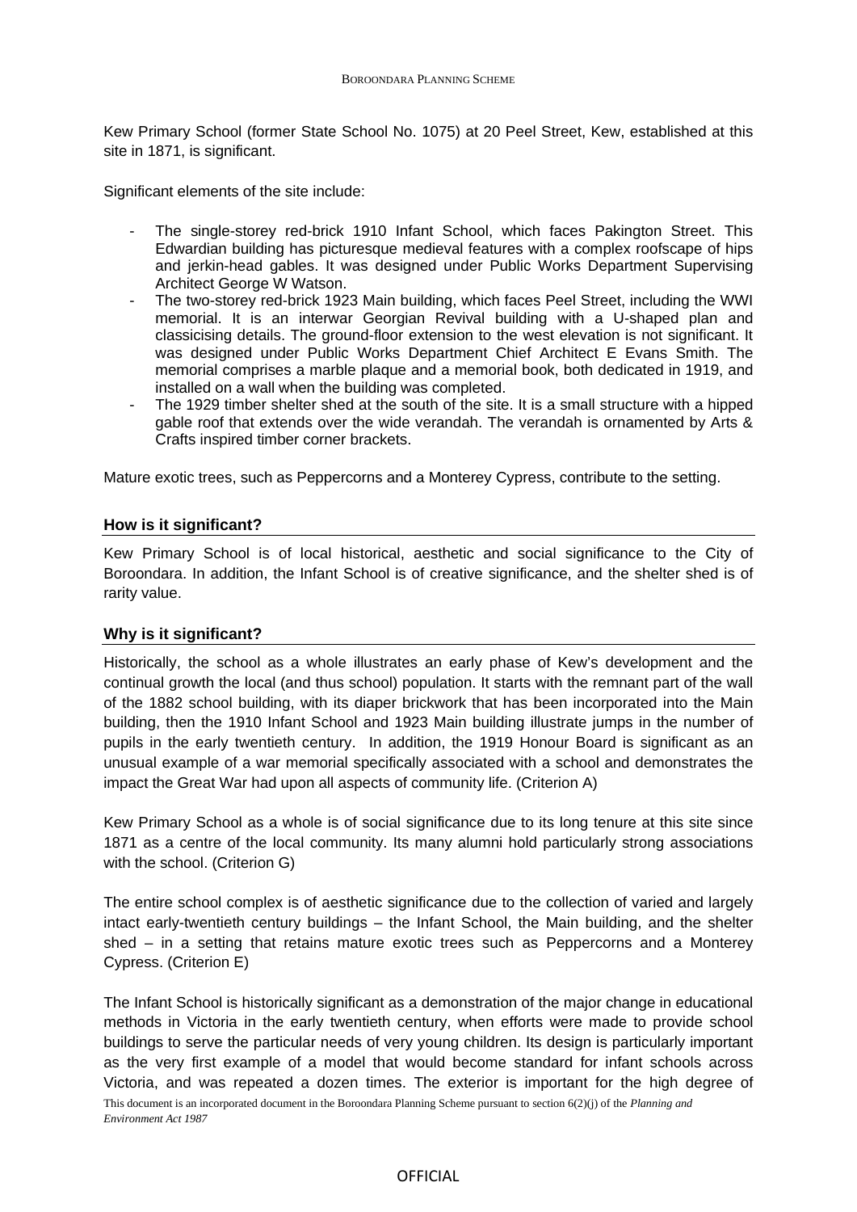Kew Primary School (former State School No. 1075) at 20 Peel Street, Kew, established at this site in 1871, is significant.

Significant elements of the site include:

- The single-storey red-brick 1910 Infant School, which faces Pakington Street. This Edwardian building has picturesque medieval features with a complex roofscape of hips and jerkin-head gables. It was designed under Public Works Department Supervising Architect George W Watson.
- The two-storey red-brick 1923 Main building, which faces Peel Street, including the WWI memorial. It is an interwar Georgian Revival building with a U-shaped plan and classicising details. The ground-floor extension to the west elevation is not significant. It was designed under Public Works Department Chief Architect E Evans Smith. The memorial comprises a marble plaque and a memorial book, both dedicated in 1919, and installed on a wall when the building was completed.
- The 1929 timber shelter shed at the south of the site. It is a small structure with a hipped gable roof that extends over the wide verandah. The verandah is ornamented by Arts & Crafts inspired timber corner brackets.

Mature exotic trees, such as Peppercorns and a Monterey Cypress, contribute to the setting.

## How is it significant?

Kew Primary School is of local historical, aesthetic and social significance to the City of Boroondara. In addition, the Infant School is of creative significance, and the shelter shed is of rarity value.

## Why is it significant?

Historically, the school as a whole illustrates an early phase of Kew's development and the continual growth the local (and thus school) population. It starts with the remnant part of the wall of the 1882 school building, with its diaper brickwork that has been incorporated into the Main building, then the 1910 Infant School and 1923 Main building illustrate jumps in the number of pupils in the early twentieth century. In addition, the 1919 Honour Board is significant as an unusual example of a war memorial specifically associated with a school and demonstrates the impact the Great War had upon all aspects of community life. (Criterion A)

Kew Primary School as a whole is of social significance due to its long tenure at this site since 1871 as a centre of the local community. Its many alumni hold particularly strong associations with the school. (Criterion G)

The entire school complex is of aesthetic significance due to the collection of varied and largely intact early-twentieth century buildings – the Infant School, the Main building, and the shelter shed – in a setting that retains mature exotic trees such as Peppercorns and a Monterey Cypress. (Criterion E)

The Infant School is historically significant as a demonstration of the major change in educational methods in Victoria in the early twentieth century, when efforts were made to provide school buildings to serve the particular needs of very young children. Its design is particularly important as the very first example of a model that would become standard for infant schools across Victoria, and was repeated a dozen times. The exterior is important for the high degree of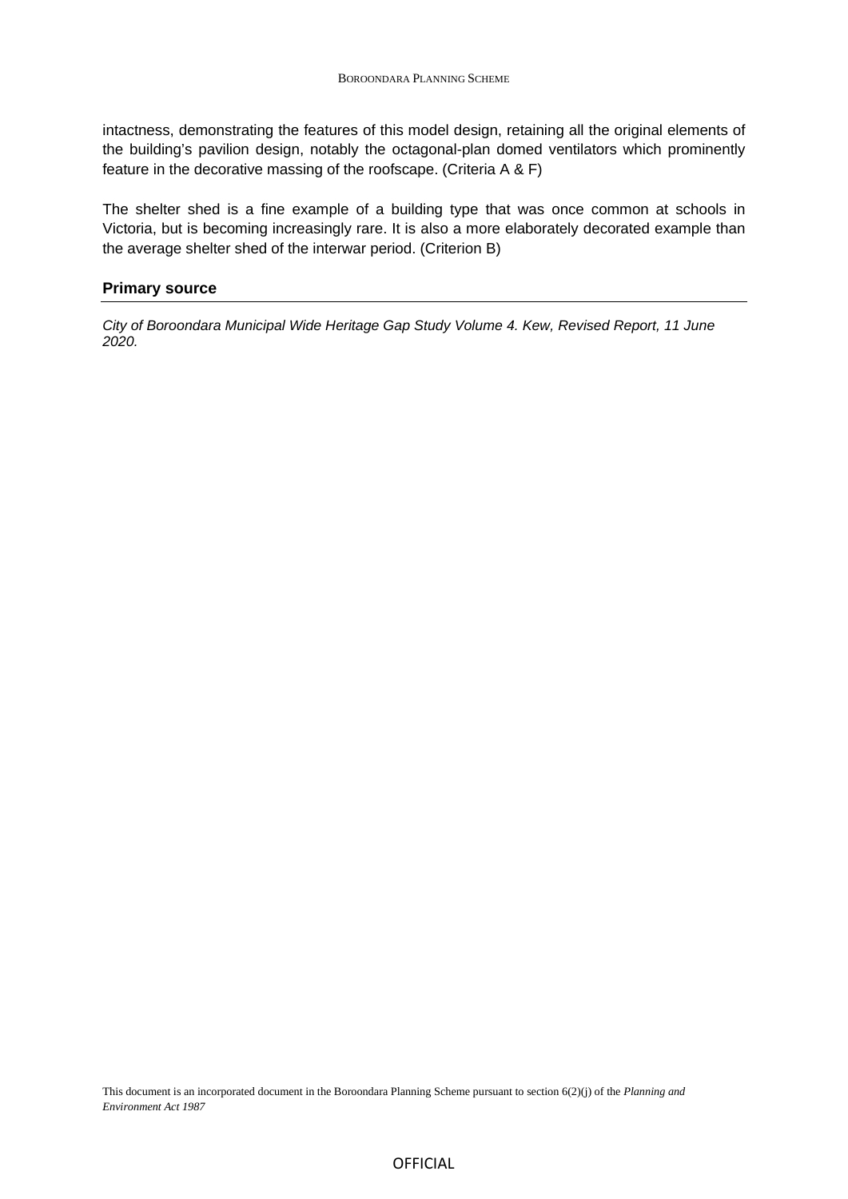intactness, demonstrating the features of this model design, retaining all the original elements of the building's pavilion design, notably the octagonal-plan domed ventilators which prominently feature in the decorative massing of the roofscape. (Criteria A & F)

The shelter shed is a fine example of a building type that was once common at schools in Victoria, but is becoming increasingly rare. It is also a more elaborately decorated example than the average shelter shed of the interwar period. (Criterion B)

## Primary source

*City of Boroondara Municipal Wide Heritage Gap Study Volume 4. Kew, Revised Report, 11 June 2020.*

This document is an incorporated document in the Boroondara Planning Scheme pursuant to section 6(2)(j) of the *Planning and Environment Act 1987*